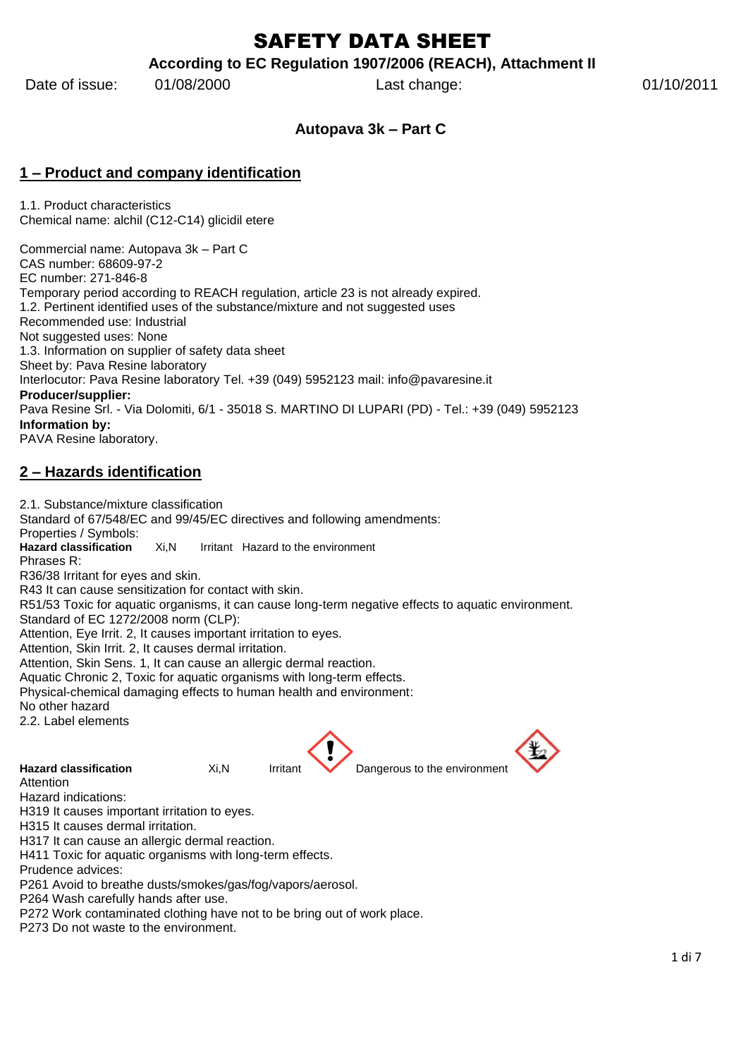# SAFETY DATA SHEET

**According to EC Regulation 1907/2006 (REACH), Attachment II**

Date of issue: 01/08/2000 Last change: 01/10/2011

**Autopava 3k – Part C**

## 1 – Product and company identification

1.1. Product characteristics
Chemical name: alchil (C12-C14) glicidil etere

Commercial name: Autopava 3k – Part C
CAS number: 68609-97-2
EC number: 271-846-8
Temporary period according to REACH regulation, article 23 is not already expired.
1.2. Pertinent identified uses of the substance/mixture and not suggested uses
Recommended use: Industrial
Not suggested uses: None
1.3. Information on supplier of safety data sheet
Sheet by: Pava Resine laboratory
Interlocutor: Pava Resine laboratory Tel. +39 (049) 5952123 mail: info@pavaresine.it
**Producer/supplier:**
Pava Resine Srl. - Via Dolomiti, 6/1 - 35018 S. MARTINO DI LUPARI (PD) - Tel.: +39 (049) 5952123
**Information by:**
PAVA Resine laboratory.

## 2 – Hazards identification

2.1. Substance/mixture classification
Standard of 67/548/EC and 99/45/EC directives and following amendments:
Properties / Symbols:
**Hazard classification** Xi,N Irritant Hazard to the environment
Phrases R:
R36/38 Irritant for eyes and skin.
R43 It can cause sensitization for contact with skin.
R51/53 Toxic for aquatic organisms, it can cause long-term negative effects to aquatic environment.
Standard of EC 1272/2008 norm (CLP):
Attention, Eye Irrit. 2, It causes important irritation to eyes.
Attention, Skin Irrit. 2, It causes dermal irritation.
Attention, Skin Sens. 1, It can cause an allergic dermal reaction.
Aquatic Chronic 2, Toxic for aquatic organisms with long-term effects.
Physical-chemical damaging effects to human health and environment:
No other hazard
2.2. Label elements

**Hazard classification** Xi,N Irritant Dangerous to the environment
Attention
Hazard indications:
H319 It causes important irritation to eyes.
H315 It causes dermal irritation.
H317 It can cause an allergic dermal reaction.
H411 Toxic for aquatic organisms with long-term effects.
Prudence advices:
P261 Avoid to breathe dusts/smokes/gas/fog/vapors/aerosol.
P264 Wash carefully hands after use.
P272 Work contaminated clothing have not to be bring out of work place.
P273 Do not waste to the environment.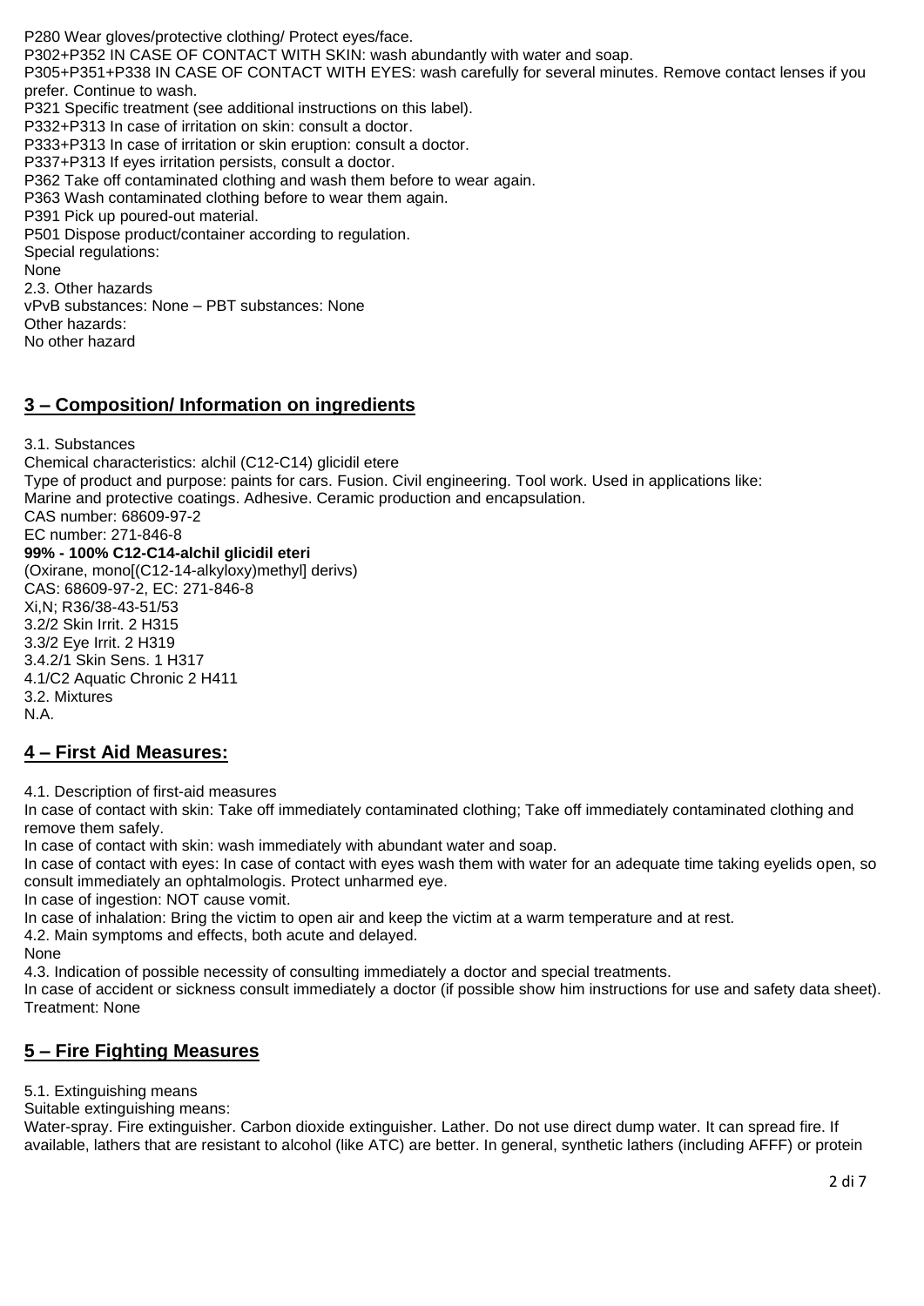P280 Wear gloves/protective clothing/ Protect eyes/face.
P302+P352 IN CASE OF CONTACT WITH SKIN: wash abundantly with water and soap.
P305+P351+P338 IN CASE OF CONTACT WITH EYES: wash carefully for several minutes. Remove contact lenses if you prefer. Continue to wash.
P321 Specific treatment (see additional instructions on this label).
P332+P313 In case of irritation on skin: consult a doctor.
P333+P313 In case of irritation or skin eruption: consult a doctor.
P337+P313 If eyes irritation persists, consult a doctor.
P362 Take off contaminated clothing and wash them before to wear again.
P363 Wash contaminated clothing before to wear them again.
P391 Pick up poured-out material.
P501 Dispose product/container according to regulation.
Special regulations:
None
2.3. Other hazards
vPvB substances: None – PBT substances: None
Other hazards:
No other hazard

## 3 – Composition/ Information on ingredients

3.1. Substances
Chemical characteristics: alchil (C12-C14) glicidil etere
Type of product and purpose: paints for cars. Fusion. Civil engineering. Tool work. Used in applications like:
Marine and protective coatings. Adhesive. Ceramic production and encapsulation.
CAS number: 68609-97-2
EC number: 271-846-8
**99% - 100% C12-C14-alchil glicidil eteri**
(Oxirane, mono[(C12-14-alkyloxy)methyl] derivs)
CAS: 68609-97-2, EC: 271-846-8
Xi,N; R36/38-43-51/53
3.2/2 Skin Irrit. 2 H315
3.3/2 Eye Irrit. 2 H319
3.4.2/1 Skin Sens. 1 H317
4.1/C2 Aquatic Chronic 2 H411
3.2. Mixtures
N.A.

## 4 – First Aid Measures:

4.1. Description of first-aid measures
In case of contact with skin: Take off immediately contaminated clothing; Take off immediately contaminated clothing and remove them safely.
In case of contact with skin: wash immediately with abundant water and soap.
In case of contact with eyes: In case of contact with eyes wash them with water for an adequate time taking eyelids open, so consult immediately an ophtalmologis. Protect unharmed eye.
In case of ingestion: NOT cause vomit.
In case of inhalation: Bring the victim to open air and keep the victim at a warm temperature and at rest.
4.2. Main symptoms and effects, both acute and delayed.
None
4.3. Indication of possible necessity of consulting immediately a doctor and special treatments.
In case of accident or sickness consult immediately a doctor (if possible show him instructions for use and safety data sheet).
Treatment: None

## 5 – Fire Fighting Measures

5.1. Extinguishing means
Suitable extinguishing means:
Water-spray. Fire extinguisher. Carbon dioxide extinguisher. Lather. Do not use direct dump water. It can spread fire. If available, lathers that are resistant to alcohol (like ATC) are better. In general, synthetic lathers (including AFFF) or protein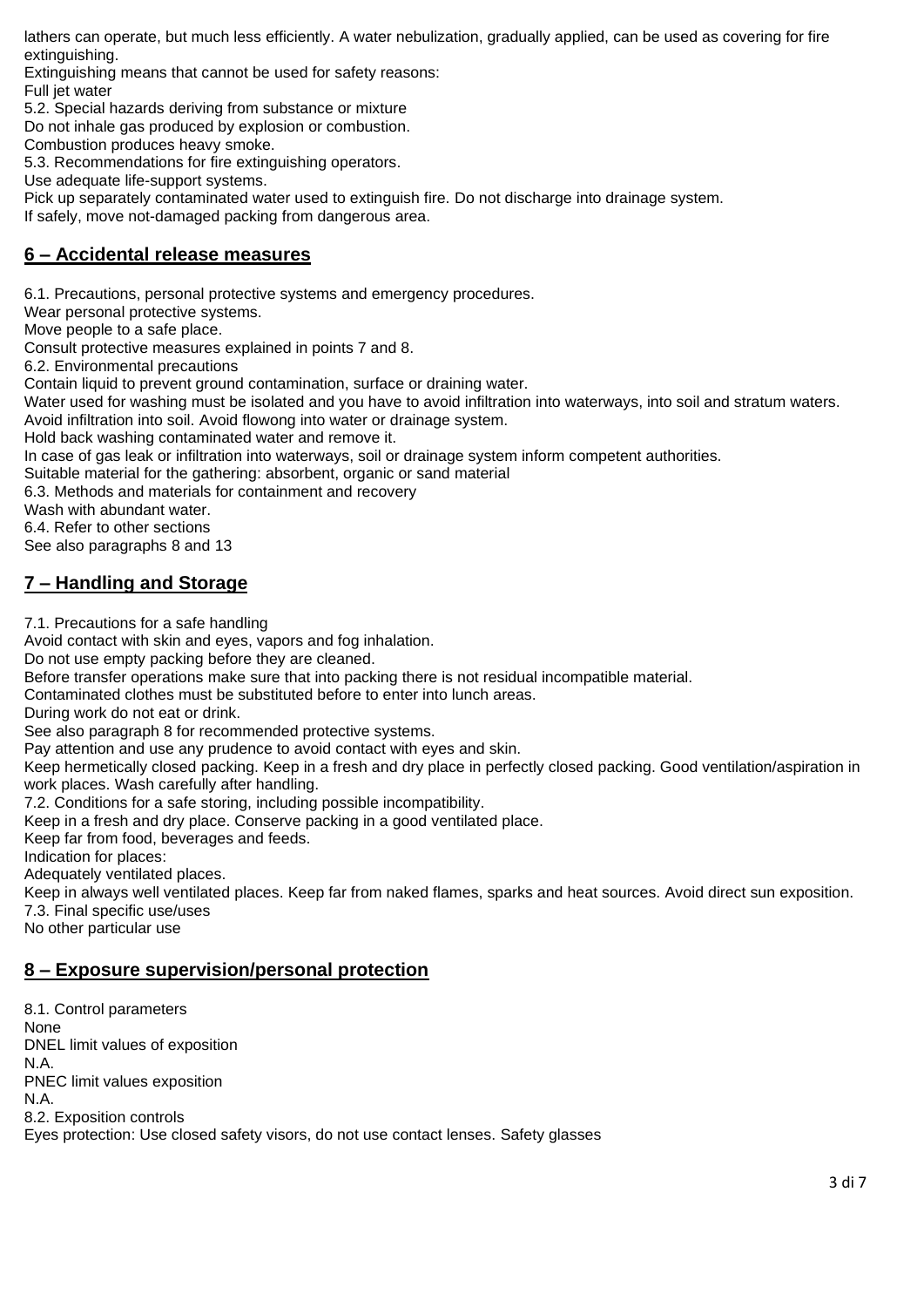lathers can operate, but much less efficiently. A water nebulization, gradually applied, can be used as covering for fire extinguishing.

Extinguishing means that cannot be used for safety reasons:

Full jet water

5.2. Special hazards deriving from substance or mixture

Do not inhale gas produced by explosion or combustion.

Combustion produces heavy smoke.

5.3. Recommendations for fire extinguishing operators.

Use adequate life-support systems.

Pick up separately contaminated water used to extinguish fire. Do not discharge into drainage system.

If safely, move not-damaged packing from dangerous area.

## 6 – Accidental release measures

6.1. Precautions, personal protective systems and emergency procedures.

Wear personal protective systems.

Move people to a safe place.

Consult protective measures explained in points 7 and 8.

6.2. Environmental precautions

Contain liquid to prevent ground contamination, surface or draining water.

Water used for washing must be isolated and you have to avoid infiltration into waterways, into soil and stratum waters.

Avoid infiltration into soil. Avoid flowong into water or drainage system.

Hold back washing contaminated water and remove it.

In case of gas leak or infiltration into waterways, soil or drainage system inform competent authorities.

Suitable material for the gathering: absorbent, organic or sand material

6.3. Methods and materials for containment and recovery

Wash with abundant water.

6.4. Refer to other sections

See also paragraphs 8 and 13

## 7 – Handling and Storage

7.1. Precautions for a safe handling

Avoid contact with skin and eyes, vapors and fog inhalation.

Do not use empty packing before they are cleaned.

Before transfer operations make sure that into packing there is not residual incompatible material.

Contaminated clothes must be substituted before to enter into lunch areas.

During work do not eat or drink.

See also paragraph 8 for recommended protective systems.

Pay attention and use any prudence to avoid contact with eyes and skin.

Keep hermetically closed packing. Keep in a fresh and dry place in perfectly closed packing. Good ventilation/aspiration in work places. Wash carefully after handling.

7.2. Conditions for a safe storing, including possible incompatibility.

Keep in a fresh and dry place. Conserve packing in a good ventilated place.

Keep far from food, beverages and feeds.

Indication for places:

Adequately ventilated places.

Keep in always well ventilated places. Keep far from naked flames, sparks and heat sources. Avoid direct sun exposition.

7.3. Final specific use/uses

No other particular use

## 8 – Exposure supervision/personal protection

8.1. Control parameters

None

DNEL limit values of exposition

N.A.

PNEC limit values exposition

N.A.

8.2. Exposition controls

Eyes protection: Use closed safety visors, do not use contact lenses. Safety glasses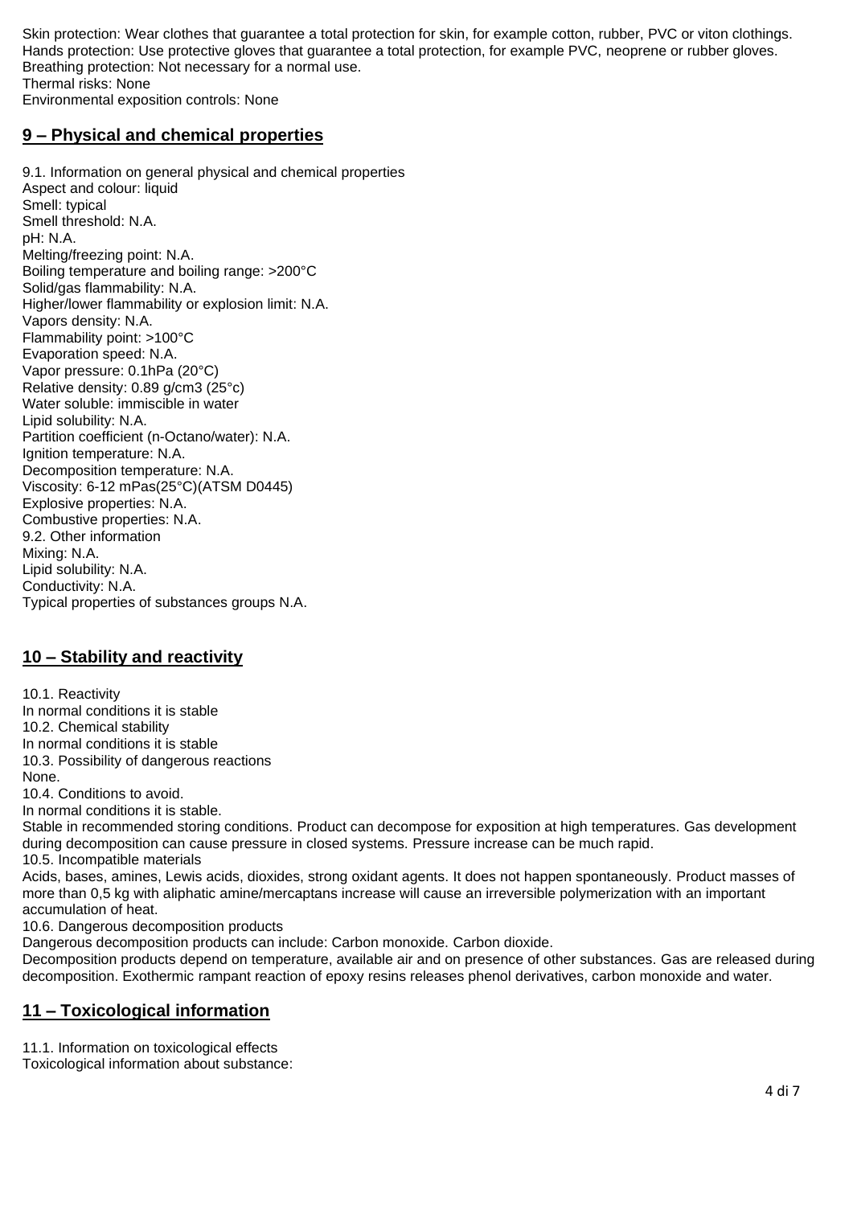Skin protection: Wear clothes that guarantee a total protection for skin, for example cotton, rubber, PVC or viton clothings.
Hands protection: Use protective gloves that guarantee a total protection, for example PVC, neoprene or rubber gloves.
Breathing protection: Not necessary for a normal use.
Thermal risks: None
Environmental exposition controls: None

## 9 – Physical and chemical properties

9.1. Information on general physical and chemical properties
Aspect and colour: liquid
Smell: typical
Smell threshold: N.A.
pH: N.A.
Melting/freezing point: N.A.
Boiling temperature and boiling range: >200°C
Solid/gas flammability: N.A.
Higher/lower flammability or explosion limit: N.A.
Vapors density: N.A.
Flammability point: >100°C
Evaporation speed: N.A.
Vapor pressure: 0.1hPa (20°C)
Relative density: 0.89 g/cm3 (25°c)
Water soluble: immiscible in water
Lipid solubility: N.A.
Partition coefficient (n-Octano/water): N.A.
Ignition temperature: N.A.
Decomposition temperature: N.A.
Viscosity: 6-12 mPas(25°C)(ATSM D0445)
Explosive properties: N.A.
Combustive properties: N.A.
9.2. Other information
Mixing: N.A.
Lipid solubility: N.A.
Conductivity: N.A.
Typical properties of substances groups N.A.

## 10 – Stability and reactivity

10.1. Reactivity
In normal conditions it is stable
10.2. Chemical stability
In normal conditions it is stable
10.3. Possibility of dangerous reactions
None.
10.4. Conditions to avoid.
In normal conditions it is stable.
Stable in recommended storing conditions. Product can decompose for exposition at high temperatures. Gas development during decomposition can cause pressure in closed systems. Pressure increase can be much rapid.
10.5. Incompatible materials
Acids, bases, amines, Lewis acids, dioxides, strong oxidant agents. It does not happen spontaneously. Product masses of more than 0,5 kg with aliphatic amine/mercaptans increase will cause an irreversible polymerization with an important accumulation of heat.
10.6. Dangerous decomposition products
Dangerous decomposition products can include: Carbon monoxide. Carbon dioxide.
Decomposition products depend on temperature, available air and on presence of other substances. Gas are released during decomposition. Exothermic rampant reaction of epoxy resins releases phenol derivatives, carbon monoxide and water.

## 11 – Toxicological information

11.1. Information on toxicological effects
Toxicological information about substance: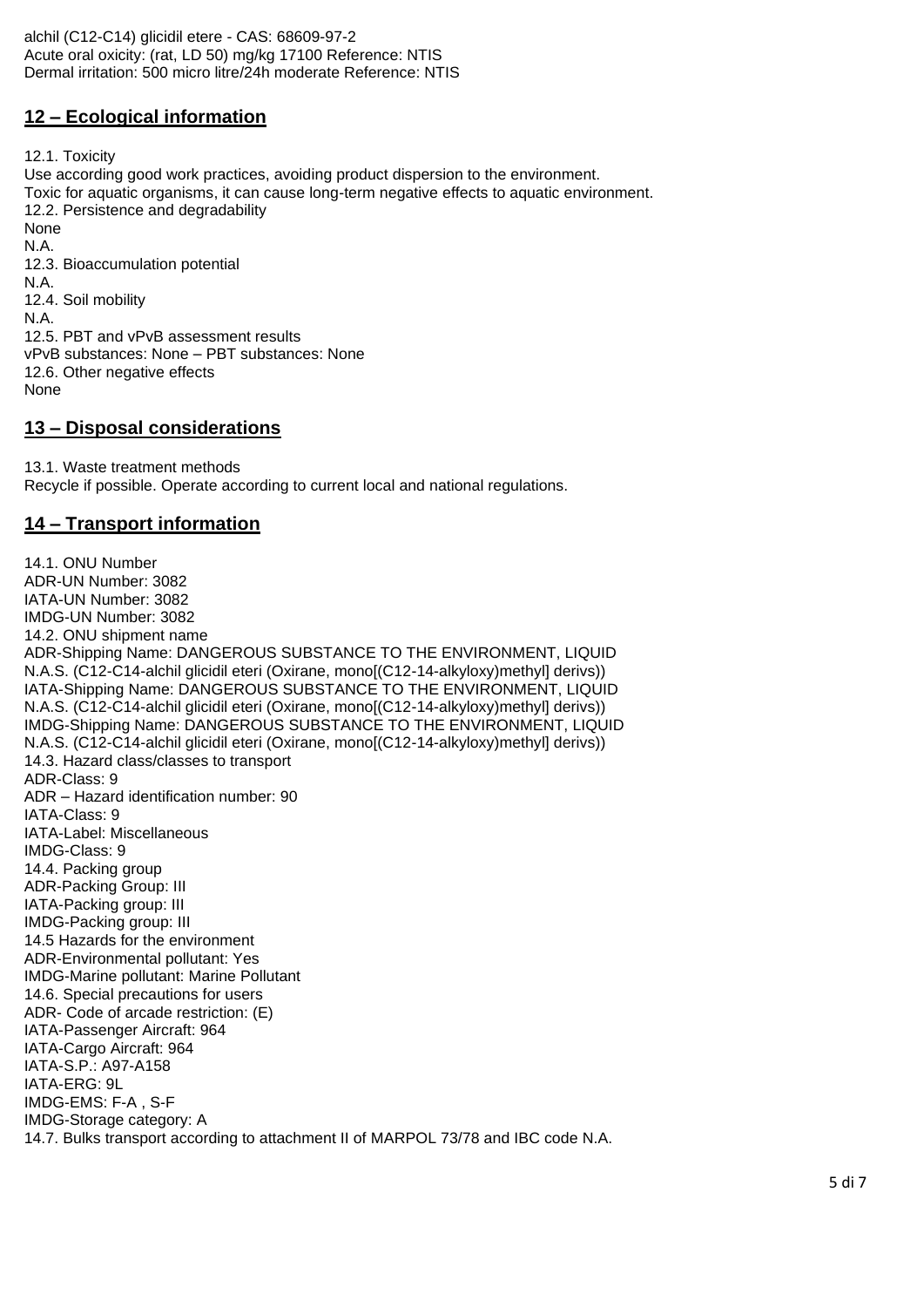alchil (C12-C14) glicidil etere - CAS: 68609-97-2
Acute oral oxicity: (rat, LD 50) mg/kg 17100 Reference: NTIS
Dermal irritation: 500 micro litre/24h moderate Reference: NTIS

## 12 – Ecological information

12.1. Toxicity
Use according good work practices, avoiding product dispersion to the environment.
Toxic for aquatic organisms, it can cause long-term negative effects to aquatic environment.
12.2. Persistence and degradability
None
N.A.
12.3. Bioaccumulation potential
N.A.
12.4. Soil mobility
N.A.
12.5. PBT and vPvB assessment results
vPvB substances: None – PBT substances: None
12.6. Other negative effects
None

## 13 – Disposal considerations

13.1. Waste treatment methods
Recycle if possible. Operate according to current local and national regulations.

## 14 – Transport information

14.1. ONU Number
ADR-UN Number: 3082
IATA-UN Number: 3082
IMDG-UN Number: 3082
14.2. ONU shipment name
ADR-Shipping Name: DANGEROUS SUBSTANCE TO THE ENVIRONMENT, LIQUID N.A.S. (C12-C14-alchil glicidil eteri (Oxirane, mono[(C12-14-alkyloxy)methyl] derivs))
IATA-Shipping Name: DANGEROUS SUBSTANCE TO THE ENVIRONMENT, LIQUID N.A.S. (C12-C14-alchil glicidil eteri (Oxirane, mono[(C12-14-alkyloxy)methyl] derivs))
IMDG-Shipping Name: DANGEROUS SUBSTANCE TO THE ENVIRONMENT, LIQUID N.A.S. (C12-C14-alchil glicidil eteri (Oxirane, mono[(C12-14-alkyloxy)methyl] derivs))
14.3. Hazard class/classes to transport
ADR-Class: 9
ADR – Hazard identification number: 90
IATA-Class: 9
IATA-Label: Miscellaneous
IMDG-Class: 9
14.4. Packing group
ADR-Packing Group: III
IATA-Packing group: III
IMDG-Packing group: III
14.5 Hazards for the environment
ADR-Environmental pollutant: Yes
IMDG-Marine pollutant: Marine Pollutant
14.6. Special precautions for users
ADR- Code of arcade restriction: (E)
IATA-Passenger Aircraft: 964
IATA-Cargo Aircraft: 964
IATA-S.P.: A97-A158
IATA-ERG: 9L
IMDG-EMS: F-A , S-F
IMDG-Storage category: A
14.7. Bulks transport according to attachment II of MARPOL 73/78 and IBC code N.A.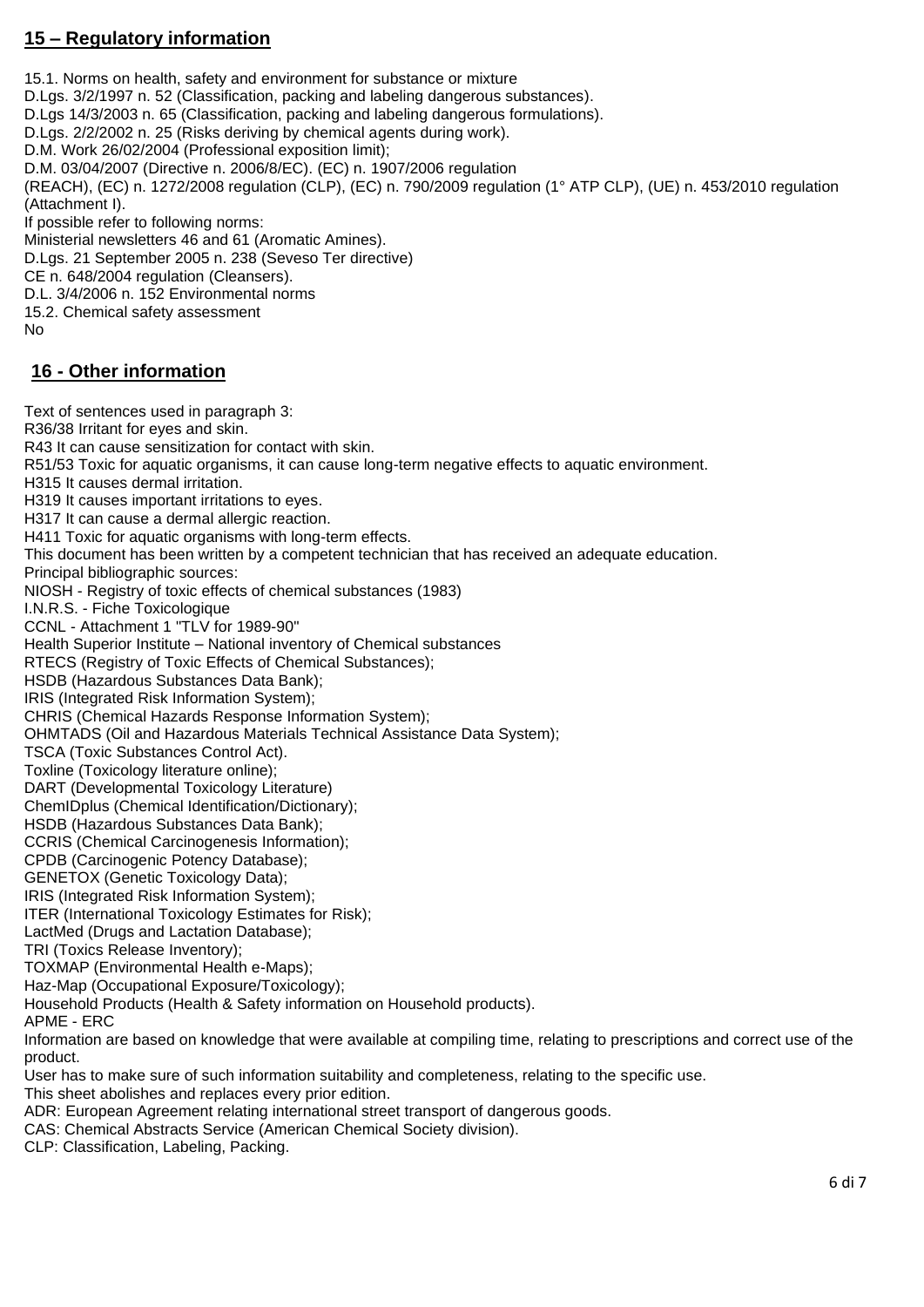## 15 – Regulatory information

15.1. Norms on health, safety and environment for substance or mixture
D.Lgs. 3/2/1997 n. 52 (Classification, packing and labeling dangerous substances).
D.Lgs 14/3/2003 n. 65 (Classification, packing and labeling dangerous formulations).
D.Lgs. 2/2/2002 n. 25 (Risks deriving by chemical agents during work).
D.M. Work 26/02/2004 (Professional exposition limit);
D.M. 03/04/2007 (Directive n. 2006/8/EC). (EC) n. 1907/2006 regulation
(REACH), (EC) n. 1272/2008 regulation (CLP), (EC) n. 790/2009 regulation (1° ATP CLP), (UE) n. 453/2010 regulation (Attachment I).
If possible refer to following norms:
Ministerial newsletters 46 and 61 (Aromatic Amines).
D.Lgs. 21 September 2005 n. 238 (Seveso Ter directive)
CE n. 648/2004 regulation (Cleansers).
D.L. 3/4/2006 n. 152 Environmental norms
15.2. Chemical safety assessment
No

## 16 - Other information

Text of sentences used in paragraph 3:
R36/38 Irritant for eyes and skin.
R43 It can cause sensitization for contact with skin.
R51/53 Toxic for aquatic organisms, it can cause long-term negative effects to aquatic environment.
H315 It causes dermal irritation.
H319 It causes important irritations to eyes.
H317 It can cause a dermal allergic reaction.
H411 Toxic for aquatic organisms with long-term effects.
This document has been written by a competent technician that has received an adequate education.
Principal bibliographic sources:
NIOSH - Registry of toxic effects of chemical substances (1983)
I.N.R.S. - Fiche Toxicologique
CCNL - Attachment 1 "TLV for 1989-90"
Health Superior Institute – National inventory of Chemical substances
RTECS (Registry of Toxic Effects of Chemical Substances);
HSDB (Hazardous Substances Data Bank);
IRIS (Integrated Risk Information System);
CHRIS (Chemical Hazards Response Information System);
OHMTADS (Oil and Hazardous Materials Technical Assistance Data System);
TSCA (Toxic Substances Control Act).
Toxline (Toxicology literature online);
DART (Developmental Toxicology Literature)
ChemIDplus (Chemical Identification/Dictionary);
HSDB (Hazardous Substances Data Bank);
CCRIS (Chemical Carcinogenesis Information);
CPDB (Carcinogenic Potency Database);
GENETOX (Genetic Toxicology Data);
IRIS (Integrated Risk Information System);
ITER (International Toxicology Estimates for Risk);
LactMed (Drugs and Lactation Database);
TRI (Toxics Release Inventory);
TOXMAP (Environmental Health e-Maps);
Haz-Map (Occupational Exposure/Toxicology);
Household Products (Health & Safety information on Household products).
APME - ERC
Information are based on knowledge that were available at compiling time, relating to prescriptions and correct use of the product.
User has to make sure of such information suitability and completeness, relating to the specific use.
This sheet abolishes and replaces every prior edition.
ADR: European Agreement relating international street transport of dangerous goods.
CAS: Chemical Abstracts Service (American Chemical Society division).
CLP: Classification, Labeling, Packing.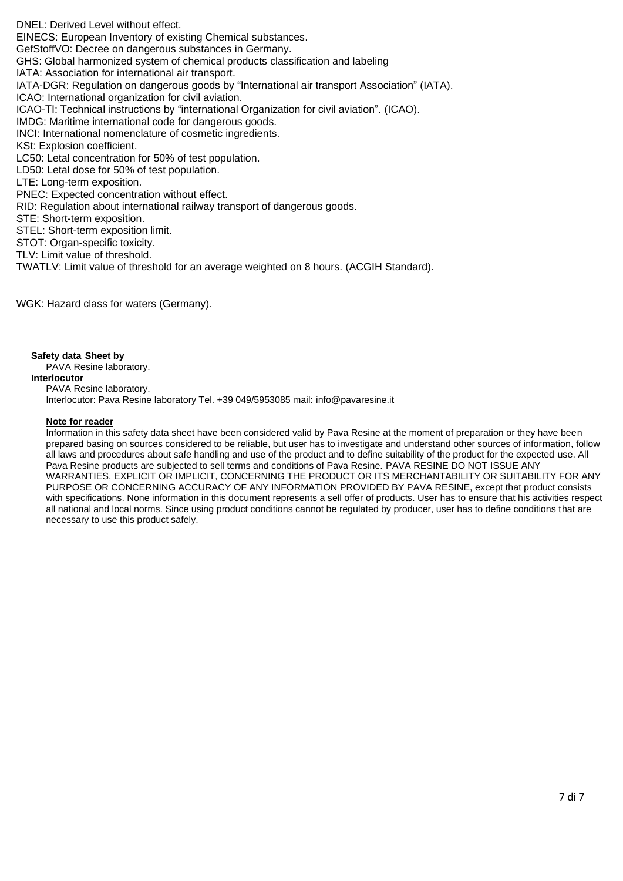DNEL: Derived Level without effect.
EINECS: European Inventory of existing Chemical substances.
GefStoffVO: Decree on dangerous substances in Germany.
GHS: Global harmonized system of chemical products classification and labeling
IATA: Association for international air transport.
IATA-DGR: Regulation on dangerous goods by "International air transport Association" (IATA).
ICAO: International organization for civil aviation.
ICAO-TI: Technical instructions by "international Organization for civil aviation". (ICAO).
IMDG: Maritime international code for dangerous goods.
INCI: International nomenclature of cosmetic ingredients.
KSt: Explosion coefficient.
LC50: Letal concentration for 50% of test population.
LD50: Letal dose for 50% of test population.
LTE: Long-term exposition.
PNEC: Expected concentration without effect.
RID: Regulation about international railway transport of dangerous goods.
STE: Short-term exposition.
STEL: Short-term exposition limit.
STOT: Organ-specific toxicity.
TLV: Limit value of threshold.
TWATLV: Limit value of threshold for an average weighted on 8 hours. (ACGIH Standard).

WGK: Hazard class for waters (Germany).

**Safety data Sheet by**
PAVA Resine laboratory.

**Interlocutor**
PAVA Resine laboratory.
Interlocutor: Pava Resine laboratory Tel. +39 049/5953085 mail: info@pavaresine.it

**Note for reader**

Information in this safety data sheet have been considered valid by Pava Resine at the moment of preparation or they have been prepared basing on sources considered to be reliable, but user has to investigate and understand other sources of information, follow all laws and procedures about safe handling and use of the product and to define suitability of the product for the expected use. All Pava Resine products are subjected to sell terms and conditions of Pava Resine. PAVA RESINE DO NOT ISSUE ANY WARRANTIES, EXPLICIT OR IMPLICIT, CONCERNING THE PRODUCT OR ITS MERCHANTABILITY OR SUITABILITY FOR ANY PURPOSE OR CONCERNING ACCURACY OF ANY INFORMATION PROVIDED BY PAVA RESINE, except that product consists with specifications. None information in this document represents a sell offer of products. User has to ensure that his activities respect all national and local norms. Since using product conditions cannot be regulated by producer, user has to define conditions that are necessary to use this product safely.